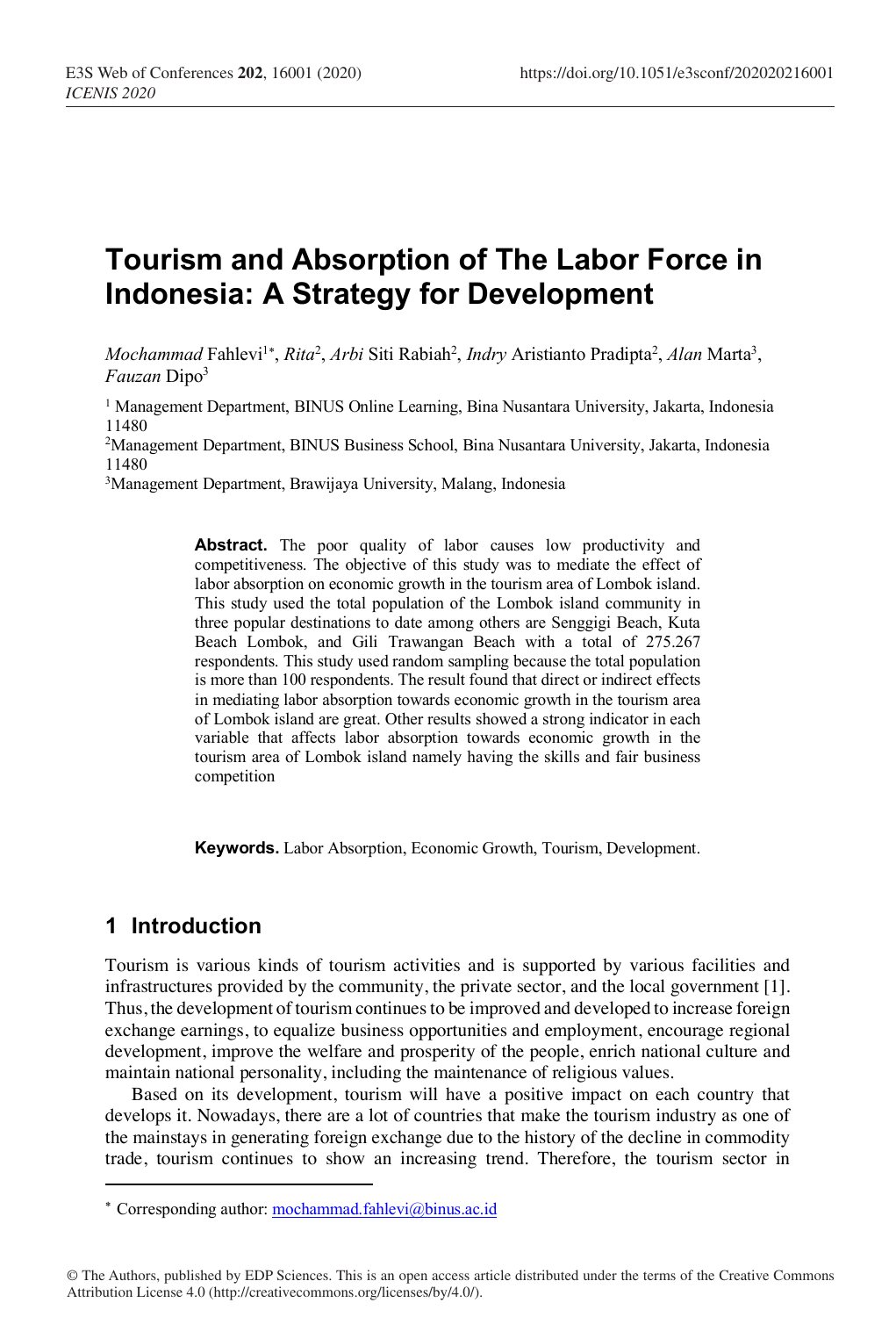# Tourism and Absorption of The Labor Force in Indonesia: A Strategy for Development

*Mochammad* Fahlevi[1*], *Rita*[2], *Arbi* Siti Rabiah[2], *Indry* Aristianto Pradipta[2], *Alan* Marta[3], *Fauzan* Dipo[3]

[1] Management Department, BINUS Online Learning, Bina Nusantara University, Jakarta, Indonesia 11480

[2] Management Department, BINUS Business School, Bina Nusantara University, Jakarta, Indonesia 11480

[3] Management Department, Brawijaya University, Malang, Indonesia

**Abstract.** The poor quality of labor causes low productivity and competitiveness. The objective of this study was to mediate the effect of labor absorption on economic growth in the tourism area of Lombok island. This study used the total population of the Lombok island community in three popular destinations to date among others are Senggigi Beach, Kuta Beach Lombok, and Gili Trawangan Beach with a total of 275.267 respondents. This study used random sampling because the total population is more than 100 respondents. The result found that direct or indirect effects in mediating labor absorption towards economic growth in the tourism area of Lombok island are great. Other results showed a strong indicator in each variable that affects labor absorption towards economic growth in the tourism area of Lombok island namely having the skills and fair business competition

**Keywords.** Labor Absorption, Economic Growth, Tourism, Development.

## 1 Introduction

Tourism is various kinds of tourism activities and is supported by various facilities and infrastructures provided by the community, the private sector, and the local government [1]. Thus, the development of tourism continues to be improved and developed to increase foreign exchange earnings, to equalize business opportunities and employment, encourage regional development, improve the welfare and prosperity of the people, enrich national culture and maintain national personality, including the maintenance of religious values.

Based on its development, tourism will have a positive impact on each country that develops it. Nowadays, there are a lot of countries that make the tourism industry as one of the mainstays in generating foreign exchange due to the history of the decline in commodity trade, tourism continues to show an increasing trend. Therefore, the tourism sector in

* Corresponding author: mochammad.fahlevi@binus.ac.id

© The Authors, published by EDP Sciences. This is an open access article distributed under the terms of the Creative Commons Attribution License 4.0 (http://creativecommons.org/licenses/by/4.0/).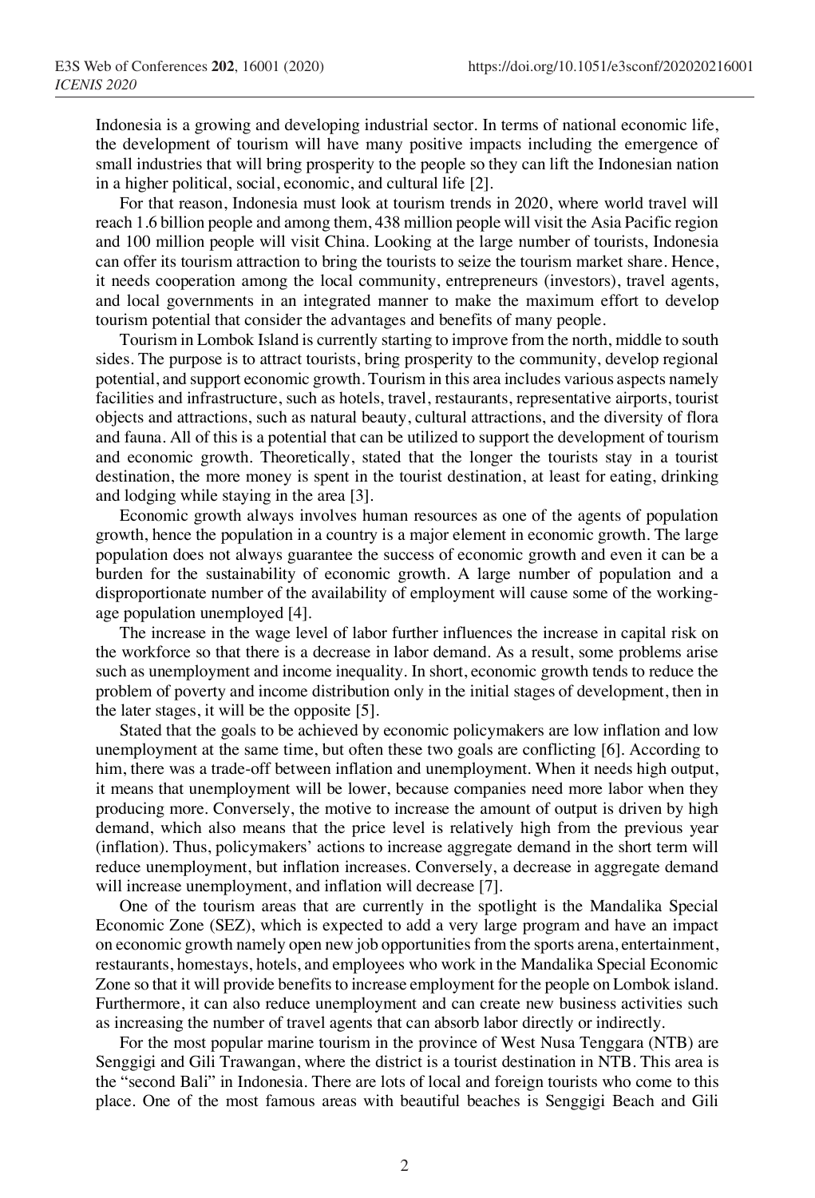Indonesia is a growing and developing industrial sector. In terms of national economic life, the development of tourism will have many positive impacts including the emergence of small industries that will bring prosperity to the people so they can lift the Indonesian nation in a higher political, social, economic, and cultural life [2].

For that reason, Indonesia must look at tourism trends in 2020, where world travel will reach 1.6 billion people and among them, 438 million people will visit the Asia Pacific region and 100 million people will visit China. Looking at the large number of tourists, Indonesia can offer its tourism attraction to bring the tourists to seize the tourism market share. Hence, it needs cooperation among the local community, entrepreneurs (investors), travel agents, and local governments in an integrated manner to make the maximum effort to develop tourism potential that consider the advantages and benefits of many people.

Tourism in Lombok Island is currently starting to improve from the north, middle to south sides. The purpose is to attract tourists, bring prosperity to the community, develop regional potential, and support economic growth. Tourism in this area includes various aspects namely facilities and infrastructure, such as hotels, travel, restaurants, representative airports, tourist objects and attractions, such as natural beauty, cultural attractions, and the diversity of flora and fauna. All of this is a potential that can be utilized to support the development of tourism and economic growth. Theoretically, stated that the longer the tourists stay in a tourist destination, the more money is spent in the tourist destination, at least for eating, drinking and lodging while staying in the area [3].

Economic growth always involves human resources as one of the agents of population growth, hence the population in a country is a major element in economic growth. The large population does not always guarantee the success of economic growth and even it can be a burden for the sustainability of economic growth. A large number of population and a disproportionate number of the availability of employment will cause some of the working-age population unemployed [4].

The increase in the wage level of labor further influences the increase in capital risk on the workforce so that there is a decrease in labor demand. As a result, some problems arise such as unemployment and income inequality. In short, economic growth tends to reduce the problem of poverty and income distribution only in the initial stages of development, then in the later stages, it will be the opposite [5].

Stated that the goals to be achieved by economic policymakers are low inflation and low unemployment at the same time, but often these two goals are conflicting [6]. According to him, there was a trade-off between inflation and unemployment. When it needs high output, it means that unemployment will be lower, because companies need more labor when they producing more. Conversely, the motive to increase the amount of output is driven by high demand, which also means that the price level is relatively high from the previous year (inflation). Thus, policymakers' actions to increase aggregate demand in the short term will reduce unemployment, but inflation increases. Conversely, a decrease in aggregate demand will increase unemployment, and inflation will decrease [7].

One of the tourism areas that are currently in the spotlight is the Mandalika Special Economic Zone (SEZ), which is expected to add a very large program and have an impact on economic growth namely open new job opportunities from the sports arena, entertainment, restaurants, homestays, hotels, and employees who work in the Mandalika Special Economic Zone so that it will provide benefits to increase employment for the people on Lombok island. Furthermore, it can also reduce unemployment and can create new business activities such as increasing the number of travel agents that can absorb labor directly or indirectly.

For the most popular marine tourism in the province of West Nusa Tenggara (NTB) are Senggigi and Gili Trawangan, where the district is a tourist destination in NTB. This area is the "second Bali" in Indonesia. There are lots of local and foreign tourists who come to this place. One of the most famous areas with beautiful beaches is Senggigi Beach and Gili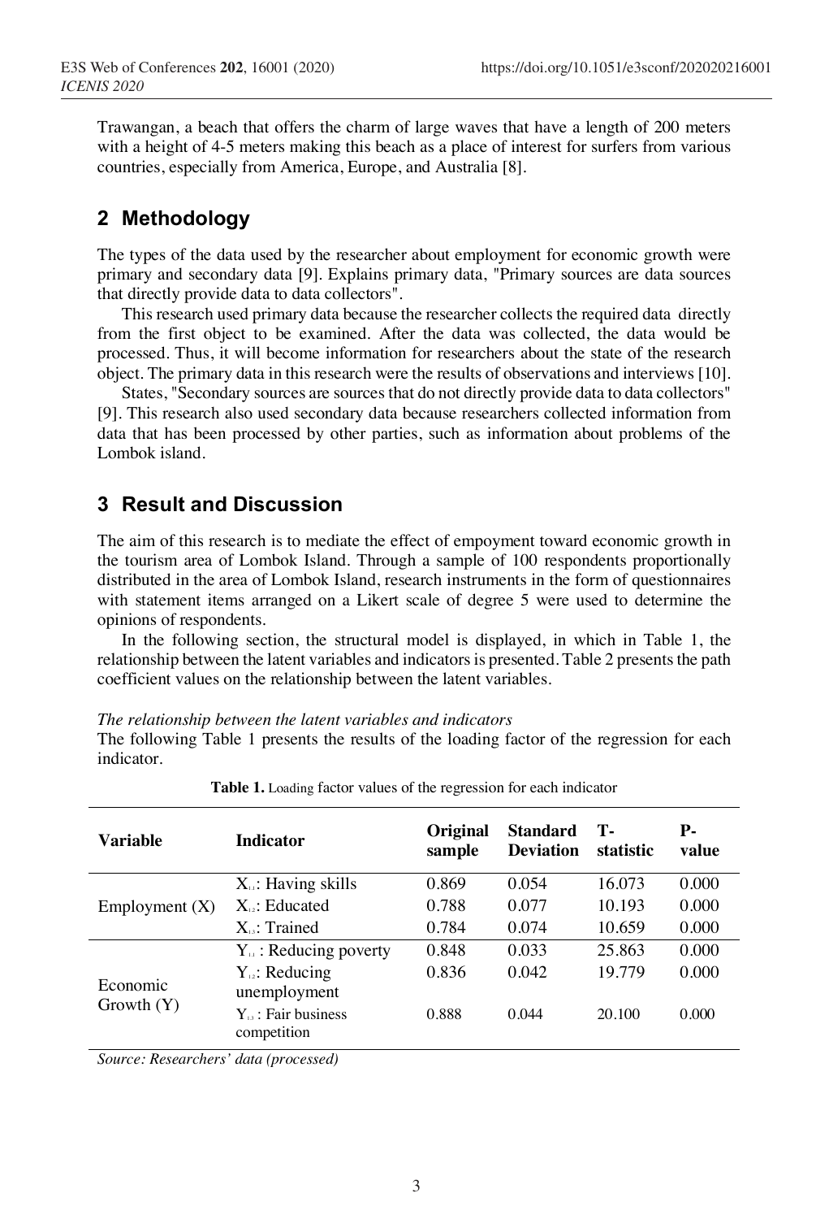Trawangan, a beach that offers the charm of large waves that have a length of 200 meters with a height of 4-5 meters making this beach as a place of interest for surfers from various countries, especially from America, Europe, and Australia [8].

## 2 Methodology

The types of the data used by the researcher about employment for economic growth were primary and secondary data [9]. Explains primary data, "Primary sources are data sources that directly provide data to data collectors".

This research used primary data because the researcher collects the required data directly from the first object to be examined. After the data was collected, the data would be processed. Thus, it will become information for researchers about the state of the research object. The primary data in this research were the results of observations and interviews [10].

States, "Secondary sources are sources that do not directly provide data to data collectors" [9]. This research also used secondary data because researchers collected information from data that has been processed by other parties, such as information about problems of the Lombok island.

## 3 Result and Discussion

The aim of this research is to mediate the effect of empoyment toward economic growth in the tourism area of Lombok Island. Through a sample of 100 respondents proportionally distributed in the area of Lombok Island, research instruments in the form of questionnaires with statement items arranged on a Likert scale of degree 5 were used to determine the opinions of respondents.

In the following section, the structural model is displayed, in which in Table 1, the relationship between the latent variables and indicators is presented. Table 2 presents the path coefficient values on the relationship between the latent variables.

*The relationship between the latent variables and indicators*

The following Table 1 presents the results of the loading factor of the regression for each indicator.

**Table 1.** Loading factor values of the regression for each indicator

| Variable | Indicator | Original sample | Standard Deviation | T-statistic | P-value |
|---|---|---|---|---|---|
| Employment (X) | $X_{1.1}$: Having skills | 0.869 | 0.054 | 16.073 | 0.000 |
| | $X_{1.2}$: Educated | 0.788 | 0.077 | 10.193 | 0.000 |
| | $X_{1.3}$: Trained | 0.784 | 0.074 | 10.659 | 0.000 |
| Economic Growth (Y) | $Y_{1.1}$ : Reducing poverty | 0.848 | 0.033 | 25.863 | 0.000 |
| | $Y_{1.2}$: Reducing unemployment | 0.836 | 0.042 | 19.779 | 0.000 |
| | $Y_{1.3}$ : Fair business competition | 0.888 | 0.044 | 20.100 | 0.000 |

*Source: Researchers' data (processed)*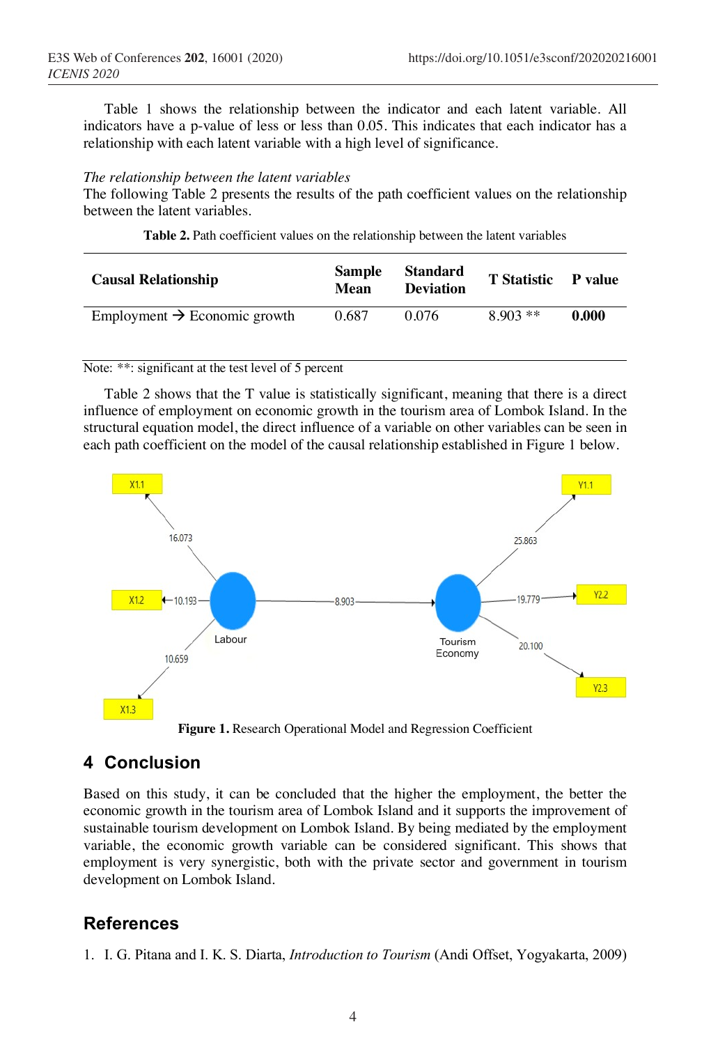Table 1 shows the relationship between the indicator and each latent variable. All indicators have a p-value of less or less than 0.05. This indicates that each indicator has a relationship with each latent variable with a high level of significance.

*The relationship between the latent variables*

The following Table 2 presents the results of the path coefficient values on the relationship between the latent variables.

**Table 2.** Path coefficient values on the relationship between the latent variables

| Causal Relationship | Sample Mean | Standard Deviation | T Statistic | P value |
|---|---|---|---|---|
| Employment → Economic growth | 0.687 | 0.076 | 8.903 ** | **0.000** |

Note: **: significant at the test level of 5 percent

Table 2 shows that the T value is statistically significant, meaning that there is a direct influence of employment on economic growth in the tourism area of Lombok Island. In the structural equation model, the direct influence of a variable on other variables can be seen in each path coefficient on the model of the causal relationship established in Figure 1 below.

**Figure 1.** Research Operational Model and Regression Coefficient

## 4 Conclusion

Based on this study, it can be concluded that the higher the employment, the better the economic growth in the tourism area of Lombok Island and it supports the improvement of sustainable tourism development on Lombok Island. By being mediated by the employment variable, the economic growth variable can be considered significant. This shows that employment is very synergistic, both with the private sector and government in tourism development on Lombok Island.

## References

1. I. G. Pitana and I. K. S. Diarta, *Introduction to Tourism* (Andi Offset, Yogyakarta, 2009)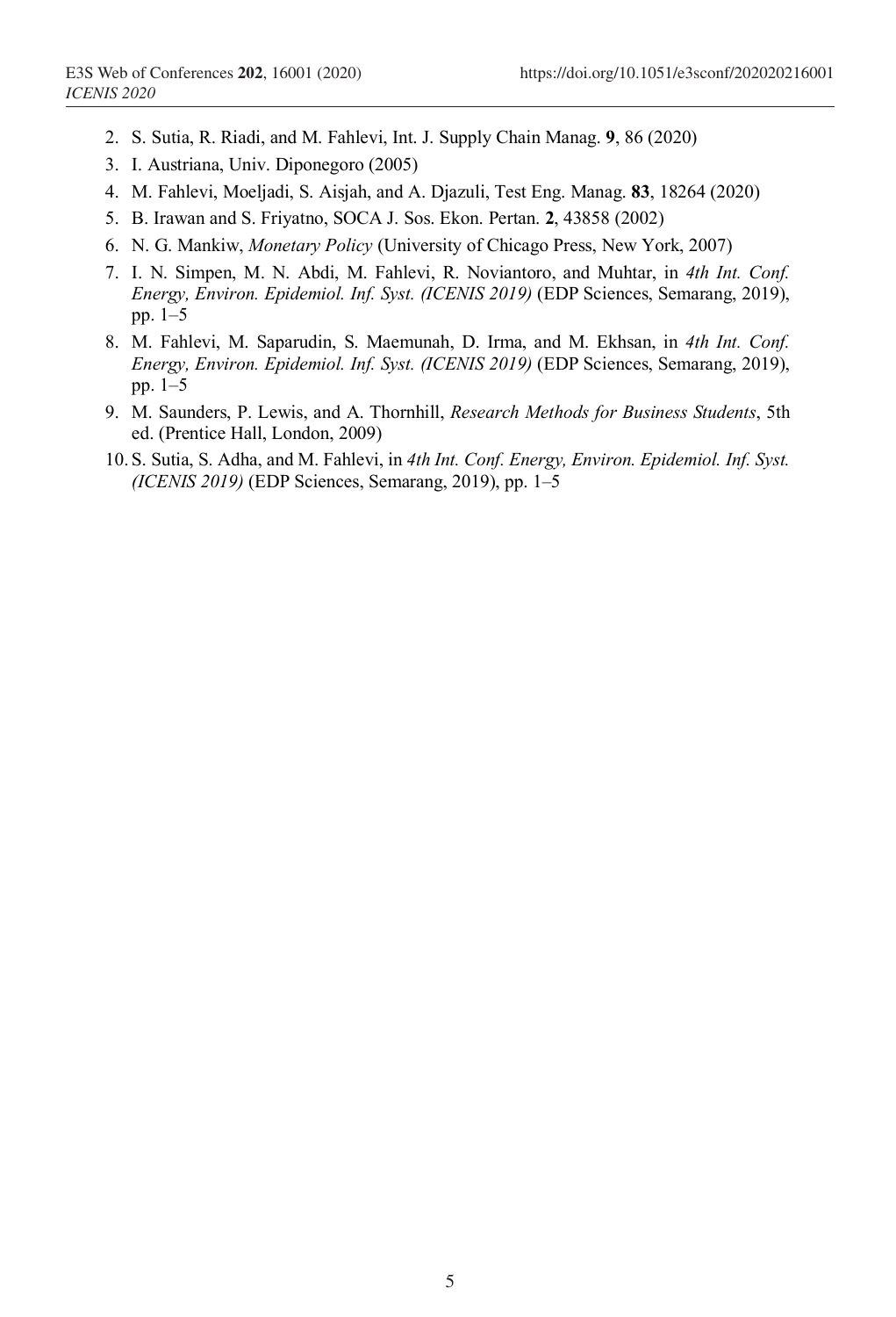2. S. Sutia, R. Riadi, and M. Fahlevi, Int. J. Supply Chain Manag. **9**, 86 (2020)
3. I. Austriana, Univ. Diponegoro (2005)
4. M. Fahlevi, Moeljadi, S. Aisjah, and A. Djazuli, Test Eng. Manag. **83**, 18264 (2020)
5. B. Irawan and S. Friyatno, SOCA J. Sos. Ekon. Pertan. **2**, 43858 (2002)
6. N. G. Mankiw, *Monetary Policy* (University of Chicago Press, New York, 2007)
7. I. N. Simpen, M. N. Abdi, M. Fahlevi, R. Noviantoro, and Muhtar, in *4th Int. Conf. Energy, Environ. Epidemiol. Inf. Syst. (ICENIS 2019)* (EDP Sciences, Semarang, 2019), pp. 1–5
8. M. Fahlevi, M. Saparudin, S. Maemunah, D. Irma, and M. Ekhsan, in *4th Int. Conf. Energy, Environ. Epidemiol. Inf. Syst. (ICENIS 2019)* (EDP Sciences, Semarang, 2019), pp. 1–5
9. M. Saunders, P. Lewis, and A. Thornhill, *Research Methods for Business Students*, 5th ed. (Prentice Hall, London, 2009)
10. S. Sutia, S. Adha, and M. Fahlevi, in *4th Int. Conf. Energy, Environ. Epidemiol. Inf. Syst. (ICENIS 2019)* (EDP Sciences, Semarang, 2019), pp. 1–5